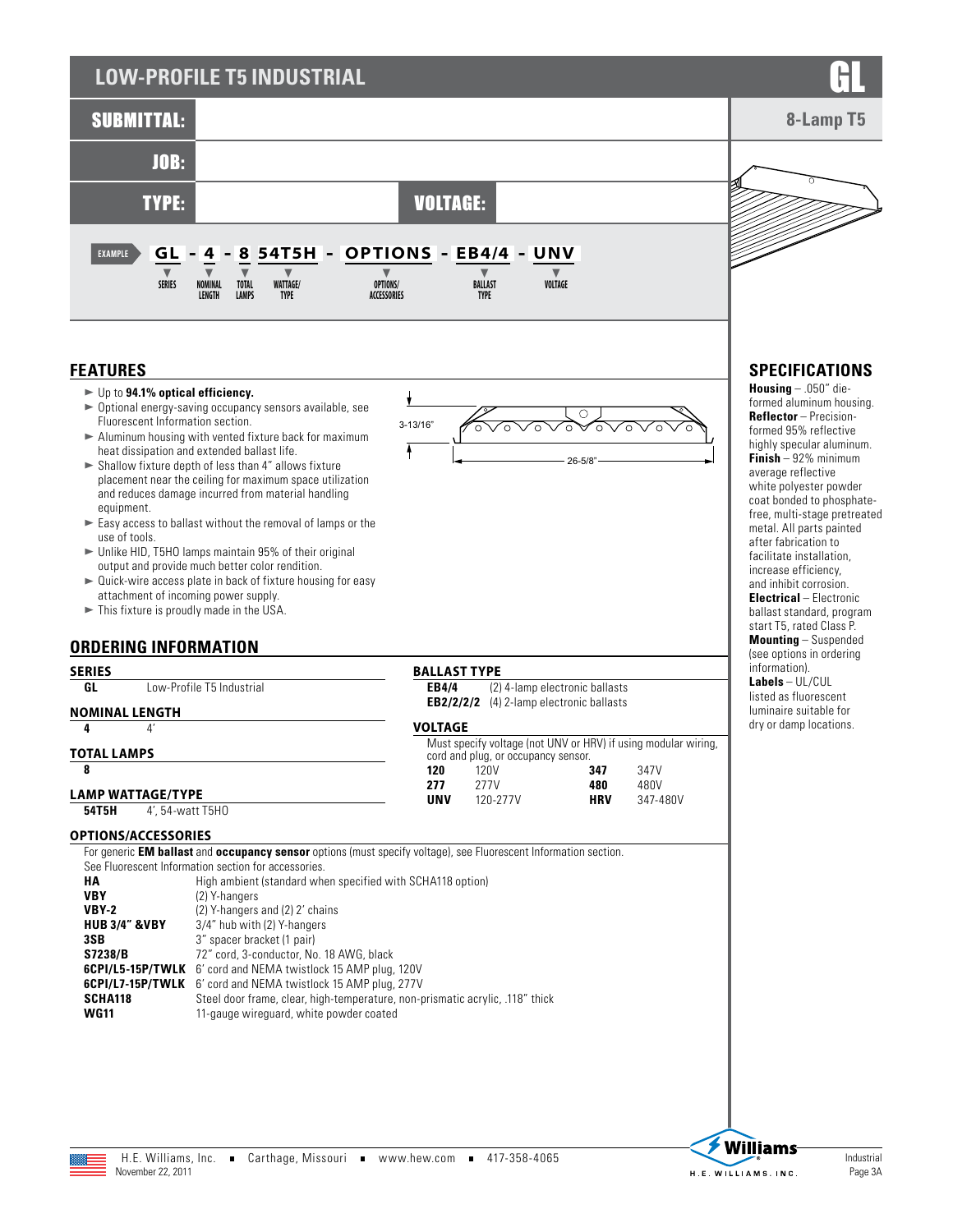# LOW-PROFILE T5 INDUSTRIAL

**GL**

**8-Lamp T5**

| | |
|---|---|
| **SUBMITTAL:** | |
| **JOB:** | |
| **TYPE:** | **VOLTAGE:** |

**EXAMPLE** GL - 4 - 8 54T5H - OPTIONS - EB4/4 - UNV

| GL | 4 | 8 | 54T5H | OPTIONS | EB4/4 | UNV |
|---|---|---|---|---|---|---|
| SERIES | NOMINAL LENGTH | TOTAL LAMPS | WATTAGE/ TYPE | OPTIONS/ ACCESSORIES | BALLAST TYPE | VOLTAGE |

## FEATURES

- Up to **94.1% optical efficiency.**
- Optional energy-saving occupancy sensors available, see Fluorescent Information section.
- Aluminum housing with vented fixture back for maximum heat dissipation and extended ballast life.
- Shallow fixture depth of less than 4" allows fixture placement near the ceiling for maximum space utilization and reduces damage incurred from material handling equipment.
- Easy access to ballast without the removal of lamps or the use of tools.
- Unlike HID, T5HO lamps maintain 95% of their original output and provide much better color rendition.
- Quick-wire access plate in back of fixture housing for easy attachment of incoming power supply.
- This fixture is proudly made in the USA.

3-13/16"

26-5/8"

## SPECIFICATIONS

**Housing** – .050" die-formed aluminum housing.
**Reflector** – Precision-formed 95% reflective highly specular aluminum.
**Finish** – 92% minimum average reflective white polyester powder coat bonded to phosphate-free, multi-stage pretreated metal. All parts painted after fabrication to facilitate installation, increase efficiency, and inhibit corrosion.
**Electrical** – Electronic ballast standard, program start T5, rated Class P.
**Mounting** – Suspended (see options in ordering information).
**Labels** – UL/CUL listed as fluorescent luminaire suitable for dry or damp locations.

## ORDERING INFORMATION

### SERIES

| | |
|---|---|
| **GL** | Low-Profile T5 Industrial |

### NOMINAL LENGTH

| | |
|---|---|
| **4** | 4' |

### TOTAL LAMPS

| |
|---|
| **8** |

### LAMP WATTAGE/TYPE

| | |
|---|---|
| **54T5H** | 4', 54-watt T5HO |

### BALLAST TYPE

| | |
|---|---|
| **EB4/4** | (2) 4-lamp electronic ballasts |
| **EB2/2/2/2** | (4) 2-lamp electronic ballasts |

### VOLTAGE

Must specify voltage (not UNV or HRV) if using modular wiring, cord and plug, or occupancy sensor.

| | | | |
|---|---|---|---|
| **120** | 120V | **347** | 347V |
| **277** | 277V | **480** | 480V |
| **UNV** | 120-277V | **HRV** | 347-480V |

### OPTIONS/ACCESSORIES

For generic **EM ballast** and **occupancy sensor** options (must specify voltage), see Fluorescent Information section.
See Fluorescent Information section for accessories.

| | |
|---|---|
| **HA** | High ambient (standard when specified with SCHA118 option) |
| **VBY** | (2) Y-hangers |
| **VBY-2** | (2) Y-hangers and (2) 2' chains |
| **HUB 3/4" &VBY** | 3/4" hub with (2) Y-hangers |
| **3SB** | 3" spacer bracket (1 pair) |
| **S7238/B** | 72" cord, 3-conductor, No. 18 AWG, black |
| **6CPI/L5-15P/TWLK** | 6' cord and NEMA twistlock 15 AMP plug, 120V |
| **6CPI/L7-15P/TWLK** | 6' cord and NEMA twistlock 15 AMP plug, 277V |
| **SCHA118** | Steel door frame, clear, high-temperature, non-prismatic acrylic, .118" thick |
| **WG11** | 11-gauge wireguard, white powder coated |

H.E. Williams, Inc. ■ Carthage, Missouri ■ www.hew.com ■ 417-358-4065
November 22, 2011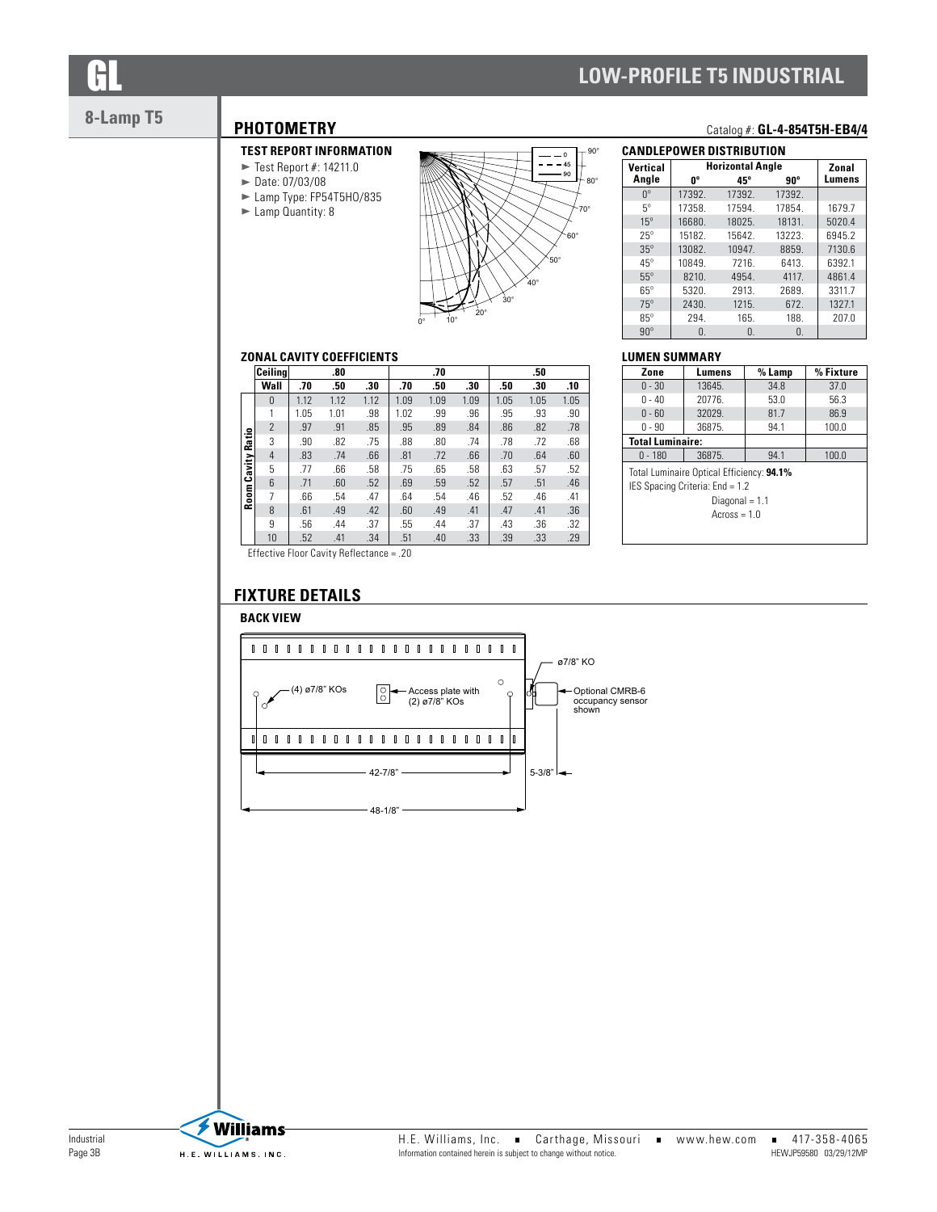# GL — LOW-PROFILE T5 INDUSTRIAL

## 8-Lamp T5

## PHOTOMETRY

Catalog #: **GL-4-854T5H-EB4/4**

### TEST REPORT INFORMATION

- Test Report #: 14211.0
- Date: 07/03/08
- Lamp Type: FP54T5HO/835
- Lamp Quantity: 8

0
45
90
90°
80°
70°
60°
50°
40°
30°
20°
10°
0°

### CANDLEPOWER DISTRIBUTION

| Vertical Angle | Horizontal Angle 0° | 45° | 90° | Zonal Lumens |
|---|---|---|---|---|
| 0° | 17392. | 17392. | 17392. | |
| 5° | 17358. | 17594. | 17854. | 1679.7 |
| 15° | 16680. | 18025. | 18131. | 5020.4 |
| 25° | 15182. | 15642. | 13223. | 6945.2 |
| 35° | 13082. | 10947. | 8859. | 7130.6 |
| 45° | 10849. | 7216. | 6413. | 6392.1 |
| 55° | 8210. | 4954. | 4117. | 4861.4 |
| 65° | 5320. | 2913. | 2689. | 3311.7 |
| 75° | 2430. | 1215. | 672. | 1327.1 |
| 85° | 294. | 165. | 188. | 207.0 |
| 90° | 0. | 0. | 0. | |

### ZONAL CAVITY COEFFICIENTS

| Ceiling | .80 | | | .70 | | | .50 | | |
|---|---|---|---|---|---|---|---|---|---|
| Wall / Room Cavity Ratio | .70 | .50 | .30 | .70 | .50 | .30 | .50 | .30 | .10 |
| 0 | 1.12 | 1.12 | 1.12 | 1.09 | 1.09 | 1.09 | 1.05 | 1.05 | 1.05 |
| 1 | 1.05 | 1.01 | .98 | 1.02 | .99 | .96 | .95 | .93 | .90 |
| 2 | .97 | .91 | .85 | .95 | .89 | .84 | .86 | .82 | .78 |
| 3 | .90 | .82 | .75 | .88 | .80 | .74 | .78 | .72 | .68 |
| 4 | .83 | .74 | .66 | .81 | .72 | .66 | .70 | .64 | .60 |
| 5 | .77 | .66 | .58 | .75 | .65 | .58 | .63 | .57 | .52 |
| 6 | .71 | .60 | .52 | .69 | .59 | .52 | .57 | .51 | .46 |
| 7 | .66 | .54 | .47 | .64 | .54 | .46 | .52 | .46 | .41 |
| 8 | .61 | .49 | .42 | .60 | .49 | .41 | .47 | .41 | .36 |
| 9 | .56 | .44 | .37 | .55 | .44 | .37 | .43 | .36 | .32 |
| 10 | .52 | .41 | .34 | .51 | .40 | .33 | .39 | .33 | .29 |

Effective Floor Cavity Reflectance = .20

### LUMEN SUMMARY

| Zone | Lumens | % Lamp | % Fixture |
|---|---|---|---|
| 0 - 30 | 13645. | 34.8 | 37.0 |
| 0 - 40 | 20776. | 53.0 | 56.3 |
| 0 - 60 | 32029. | 81.7 | 86.9 |
| 0 - 90 | 36875. | 94.1 | 100.0 |
| **Total Luminaire:** | | | |
| 0 - 180 | 36875. | 94.1 | 100.0 |

Total Luminaire Optical Efficiency: **94.1%**

IES Spacing Criteria: End = 1.2
Diagonal = 1.1
Across = 1.0

## FIXTURE DETAILS

### BACK VIEW

(4) ø7/8" KOs
Access plate with (2) ø7/8" KOs
ø7/8" KO
Optional CMRB-6 occupancy sensor shown
42-7/8"
5-3/8"
48-1/8"